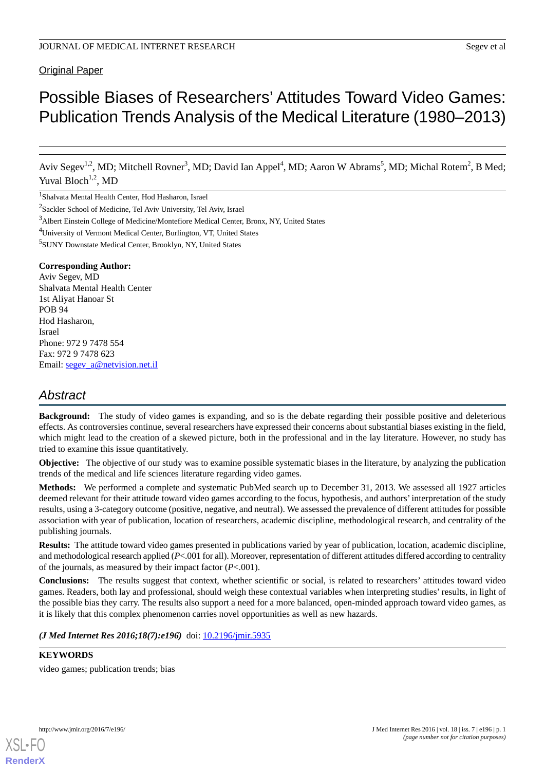Original Paper

# Possible Biases of Researchers' Attitudes Toward Video Games: Publication Trends Analysis of the Medical Literature (1980–2013)

Aviv Segev[1,2], MD; Mitchell Rovner[3], MD; David Ian Appel[4], MD; Aaron W Abrams[5], MD; Michal Rotem[2], B Med; Yuval Bloch[1,2], MD

[1]Shalvata Mental Health Center, Hod Hasharon, Israel

[2]Sackler School of Medicine, Tel Aviv University, Tel Aviv, Israel

[3]Albert Einstein College of Medicine/Montefiore Medical Center, Bronx, NY, United States

[4]University of Vermont Medical Center, Burlington, VT, United States

[5]SUNY Downstate Medical Center, Brooklyn, NY, United States

**Corresponding Author:**
Aviv Segev, MD
Shalvata Mental Health Center
1st Aliyat Hanoar St
POB 94
Hod Hasharon,
Israel
Phone: 972 9 7478 554
Fax: 972 9 7478 623
Email: segev_a@netvision.net.il

## Abstract

**Background:** The study of video games is expanding, and so is the debate regarding their possible positive and deleterious effects. As controversies continue, several researchers have expressed their concerns about substantial biases existing in the field, which might lead to the creation of a skewed picture, both in the professional and in the lay literature. However, no study has tried to examine this issue quantitatively.

**Objective:** The objective of our study was to examine possible systematic biases in the literature, by analyzing the publication trends of the medical and life sciences literature regarding video games.

**Methods:** We performed a complete and systematic PubMed search up to December 31, 2013. We assessed all 1927 articles deemed relevant for their attitude toward video games according to the focus, hypothesis, and authors' interpretation of the study results, using a 3-category outcome (positive, negative, and neutral). We assessed the prevalence of different attitudes for possible association with year of publication, location of researchers, academic discipline, methodological research, and centrality of the publishing journals.

**Results:** The attitude toward video games presented in publications varied by year of publication, location, academic discipline, and methodological research applied (*P*<.001 for all). Moreover, representation of different attitudes differed according to centrality of the journals, as measured by their impact factor (*P*<.001).

**Conclusions:** The results suggest that context, whether scientific or social, is related to researchers' attitudes toward video games. Readers, both lay and professional, should weigh these contextual variables when interpreting studies' results, in light of the possible bias they carry. The results also support a need for a more balanced, open-minded approach toward video games, as it is likely that this complex phenomenon carries novel opportunities as well as new hazards.

***(J Med Internet Res 2016;18(7):e196)*** doi: 10.2196/jmir.5935

**KEYWORDS**

video games; publication trends; bias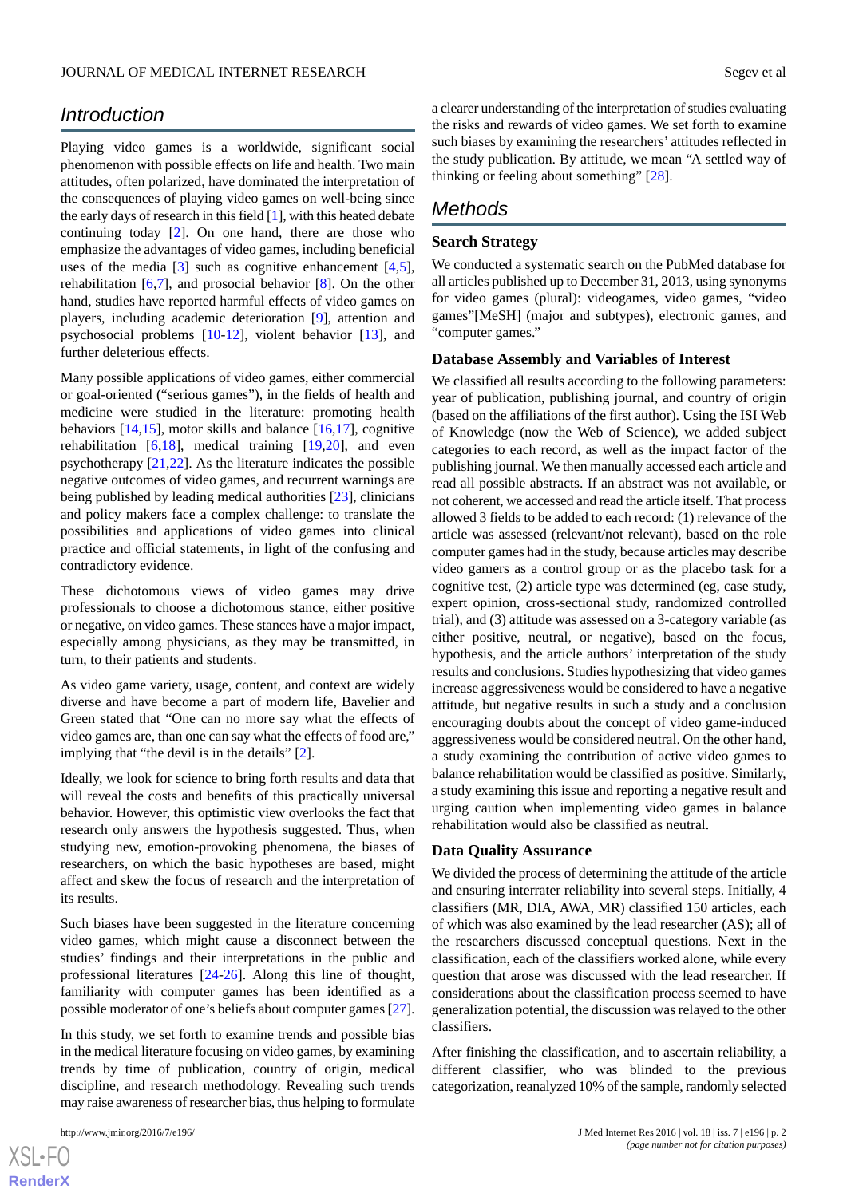## Introduction

Playing video games is a worldwide, significant social phenomenon with possible effects on life and health. Two main attitudes, often polarized, have dominated the interpretation of the consequences of playing video games on well-being since the early days of research in this field [1], with this heated debate continuing today [2]. On one hand, there are those who emphasize the advantages of video games, including beneficial uses of the media [3] such as cognitive enhancement [4,5], rehabilitation [6,7], and prosocial behavior [8]. On the other hand, studies have reported harmful effects of video games on players, including academic deterioration [9], attention and psychosocial problems [10-12], violent behavior [13], and further deleterious effects.

Many possible applications of video games, either commercial or goal-oriented ("serious games"), in the fields of health and medicine were studied in the literature: promoting health behaviors [14,15], motor skills and balance [16,17], cognitive rehabilitation [6,18], medical training [19,20], and even psychotherapy [21,22]. As the literature indicates the possible negative outcomes of video games, and recurrent warnings are being published by leading medical authorities [23], clinicians and policy makers face a complex challenge: to translate the possibilities and applications of video games into clinical practice and official statements, in light of the confusing and contradictory evidence.

These dichotomous views of video games may drive professionals to choose a dichotomous stance, either positive or negative, on video games. These stances have a major impact, especially among physicians, as they may be transmitted, in turn, to their patients and students.

As video game variety, usage, content, and context are widely diverse and have become a part of modern life, Bavelier and Green stated that "One can no more say what the effects of video games are, than one can say what the effects of food are," implying that "the devil is in the details" [2].

Ideally, we look for science to bring forth results and data that will reveal the costs and benefits of this practically universal behavior. However, this optimistic view overlooks the fact that research only answers the hypothesis suggested. Thus, when studying new, emotion-provoking phenomena, the biases of researchers, on which the basic hypotheses are based, might affect and skew the focus of research and the interpretation of its results.

Such biases have been suggested in the literature concerning video games, which might cause a disconnect between the studies' findings and their interpretations in the public and professional literatures [24-26]. Along this line of thought, familiarity with computer games has been identified as a possible moderator of one's beliefs about computer games [27].

In this study, we set forth to examine trends and possible bias in the medical literature focusing on video games, by examining trends by time of publication, country of origin, medical discipline, and research methodology. Revealing such trends may raise awareness of researcher bias, thus helping to formulate a clearer understanding of the interpretation of studies evaluating the risks and rewards of video games. We set forth to examine such biases by examining the researchers' attitudes reflected in the study publication. By attitude, we mean "A settled way of thinking or feeling about something" [28].

## Methods

### Search Strategy

We conducted a systematic search on the PubMed database for all articles published up to December 31, 2013, using synonyms for video games (plural): videogames, video games, "video games"[MeSH] (major and subtypes), electronic games, and "computer games."

### Database Assembly and Variables of Interest

We classified all results according to the following parameters: year of publication, publishing journal, and country of origin (based on the affiliations of the first author). Using the ISI Web of Knowledge (now the Web of Science), we added subject categories to each record, as well as the impact factor of the publishing journal. We then manually accessed each article and read all possible abstracts. If an abstract was not available, or not coherent, we accessed and read the article itself. That process allowed 3 fields to be added to each record: (1) relevance of the article was assessed (relevant/not relevant), based on the role computer games had in the study, because articles may describe video gamers as a control group or as the placebo task for a cognitive test, (2) article type was determined (eg, case study, expert opinion, cross-sectional study, randomized controlled trial), and (3) attitude was assessed on a 3-category variable (as either positive, neutral, or negative), based on the focus, hypothesis, and the article authors' interpretation of the study results and conclusions. Studies hypothesizing that video games increase aggressiveness would be considered to have a negative attitude, but negative results in such a study and a conclusion encouraging doubts about the concept of video game-induced aggressiveness would be considered neutral. On the other hand, a study examining the contribution of active video games to balance rehabilitation would be classified as positive. Similarly, a study examining this issue and reporting a negative result and urging caution when implementing video games in balance rehabilitation would also be classified as neutral.

### Data Quality Assurance

We divided the process of determining the attitude of the article and ensuring interrater reliability into several steps. Initially, 4 classifiers (MR, DIA, AWA, MR) classified 150 articles, each of which was also examined by the lead researcher (AS); all of the researchers discussed conceptual questions. Next in the classification, each of the classifiers worked alone, while every question that arose was discussed with the lead researcher. If considerations about the classification process seemed to have generalization potential, the discussion was relayed to the other classifiers.

After finishing the classification, and to ascertain reliability, a different classifier, who was blinded to the previous categorization, reanalyzed 10% of the sample, randomly selected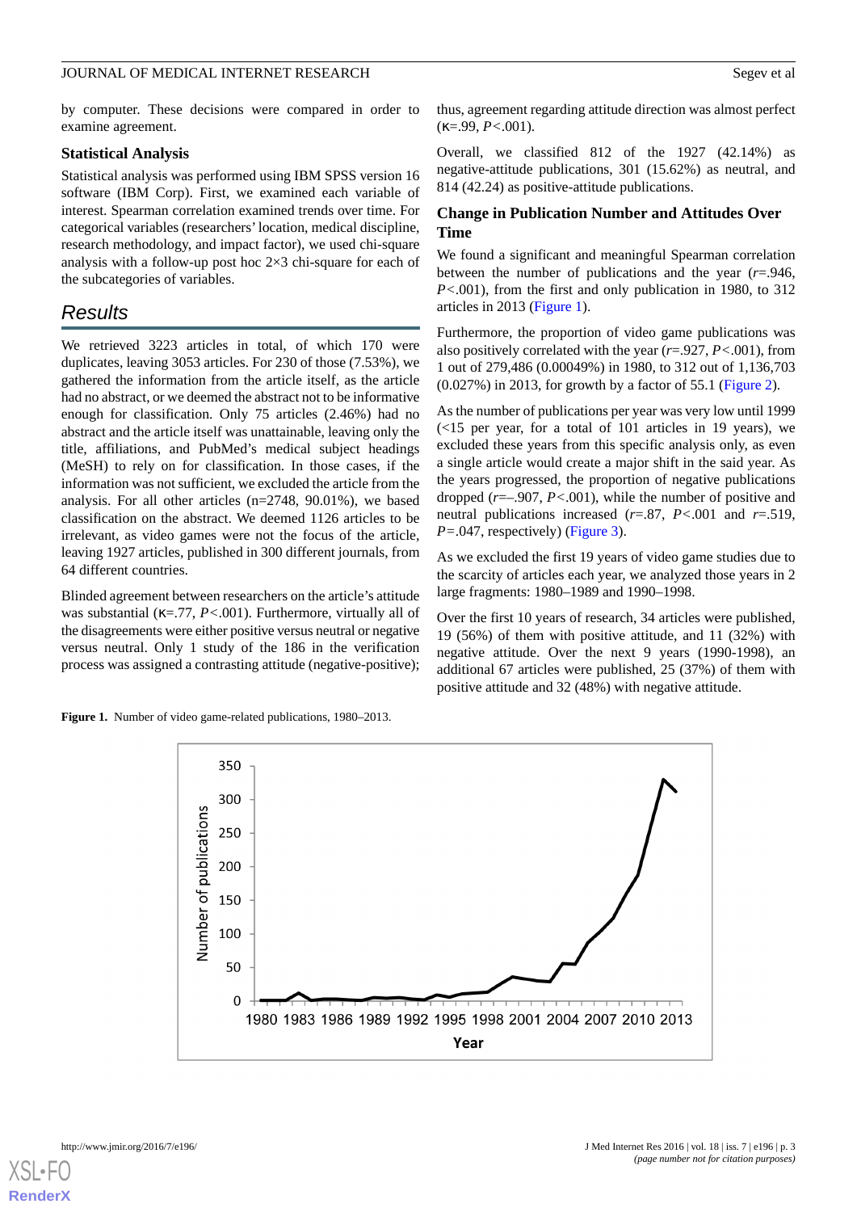by computer. These decisions were compared in order to examine agreement.

### Statistical Analysis

Statistical analysis was performed using IBM SPSS version 16 software (IBM Corp). First, we examined each variable of interest. Spearman correlation examined trends over time. For categorical variables (researchers' location, medical discipline, research methodology, and impact factor), we used chi-square analysis with a follow-up post hoc 2×3 chi-square for each of the subcategories of variables.

## Results

We retrieved 3223 articles in total, of which 170 were duplicates, leaving 3053 articles. For 230 of those (7.53%), we gathered the information from the article itself, as the article had no abstract, or we deemed the abstract not to be informative enough for classification. Only 75 articles (2.46%) had no abstract and the article itself was unattainable, leaving only the title, affiliations, and PubMed's medical subject headings (MeSH) to rely on for classification. In those cases, if the information was not sufficient, we excluded the article from the analysis. For all other articles (n=2748, 90.01%), we based classification on the abstract. We deemed 1126 articles to be irrelevant, as video games were not the focus of the article, leaving 1927 articles, published in 300 different journals, from 64 different countries.

Blinded agreement between researchers on the article's attitude was substantial (κ=.77, *P*<.001). Furthermore, virtually all of the disagreements were either positive versus neutral or negative versus neutral. Only 1 study of the 186 in the verification process was assigned a contrasting attitude (negative-positive); thus, agreement regarding attitude direction was almost perfect (κ=.99, *P*<.001).

Overall, we classified 812 of the 1927 (42.14%) as negative-attitude publications, 301 (15.62%) as neutral, and 814 (42.24) as positive-attitude publications.

### Change in Publication Number and Attitudes Over Time

We found a significant and meaningful Spearman correlation between the number of publications and the year (*r*=.946, *P*<.001), from the first and only publication in 1980, to 312 articles in 2013 (Figure 1).

Furthermore, the proportion of video game publications was also positively correlated with the year (*r*=.927, *P*<.001), from 1 out of 279,486 (0.00049%) in 1980, to 312 out of 1,136,703 (0.027%) in 2013, for growth by a factor of 55.1 (Figure 2).

As the number of publications per year was very low until 1999 (<15 per year, for a total of 101 articles in 19 years), we excluded these years from this specific analysis only, as even a single article would create a major shift in the said year. As the years progressed, the proportion of negative publications dropped (*r*=–.907, *P*<.001), while the number of positive and neutral publications increased (*r*=.87, *P*<.001 and *r*=.519, *P*=.047, respectively) (Figure 3).

As we excluded the first 19 years of video game studies due to the scarcity of articles each year, we analyzed those years in 2 large fragments: 1980–1989 and 1990–1998.

Over the first 10 years of research, 34 articles were published, 19 (56%) of them with positive attitude, and 11 (32%) with negative attitude. Over the next 9 years (1990-1998), an additional 67 articles were published, 25 (37%) of them with positive attitude and 32 (48%) with negative attitude.

**Figure 1.** Number of video game-related publications, 1980–2013.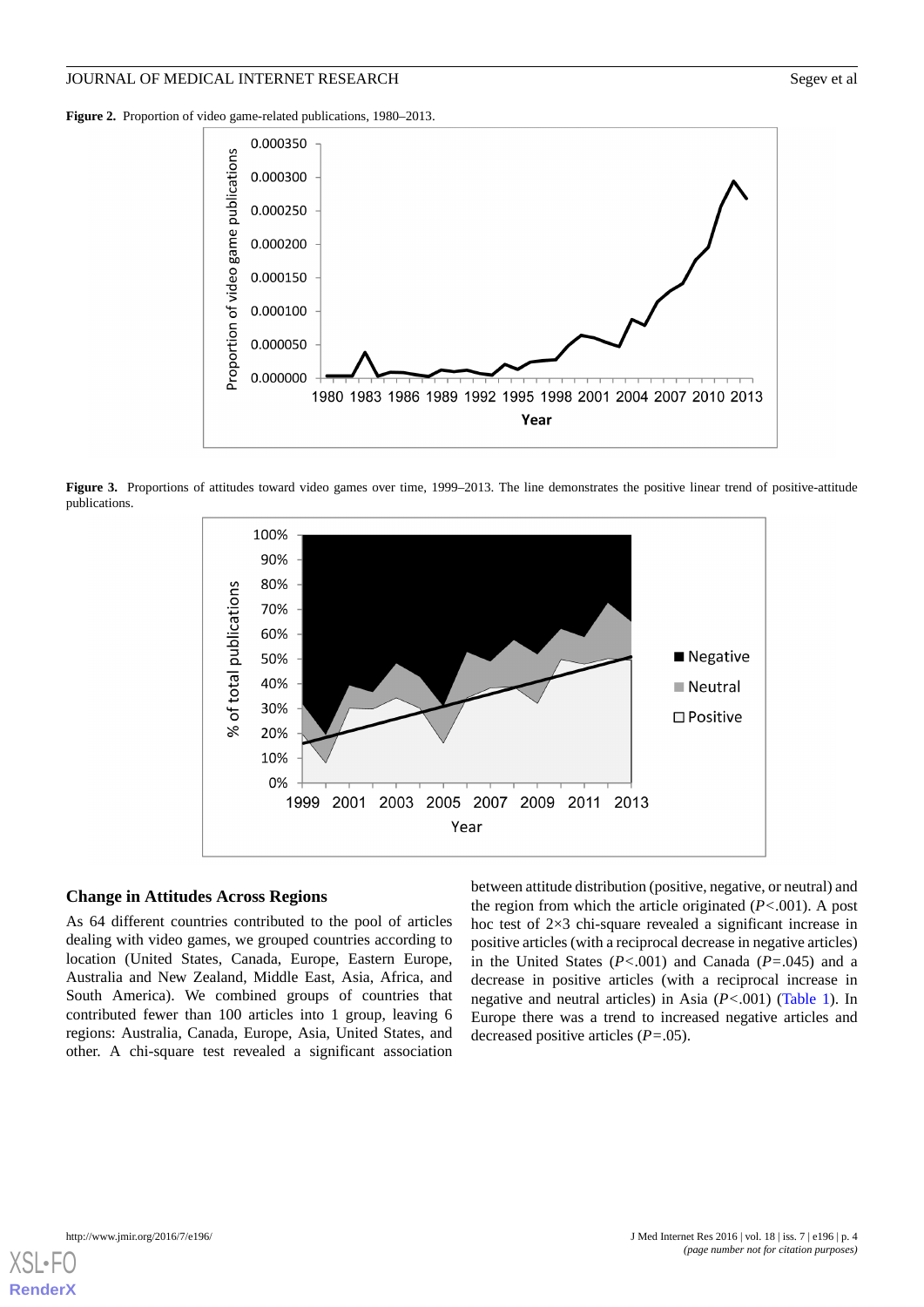**Figure 2.** Proportion of video game-related publications, 1980–2013.

**Figure 3.** Proportions of attitudes toward video games over time, 1999–2013. The line demonstrates the positive linear trend of positive-attitude publications.

### Change in Attitudes Across Regions

As 64 different countries contributed to the pool of articles dealing with video games, we grouped countries according to location (United States, Canada, Europe, Eastern Europe, Australia and New Zealand, Middle East, Asia, Africa, and South America). We combined groups of countries that contributed fewer than 100 articles into 1 group, leaving 6 regions: Australia, Canada, Europe, Asia, United States, and other. A chi-square test revealed a significant association between attitude distribution (positive, negative, or neutral) and the region from which the article originated ($P<.001$). A post hoc test of 2×3 chi-square revealed a significant increase in positive articles (with a reciprocal decrease in negative articles) in the United States ($P<.001$) and Canada ($P=.045$) and a decrease in positive articles (with a reciprocal increase in negative and neutral articles) in Asia ($P<.001$) (Table 1). In Europe there was a trend to increased negative articles and decreased positive articles ($P=.05$).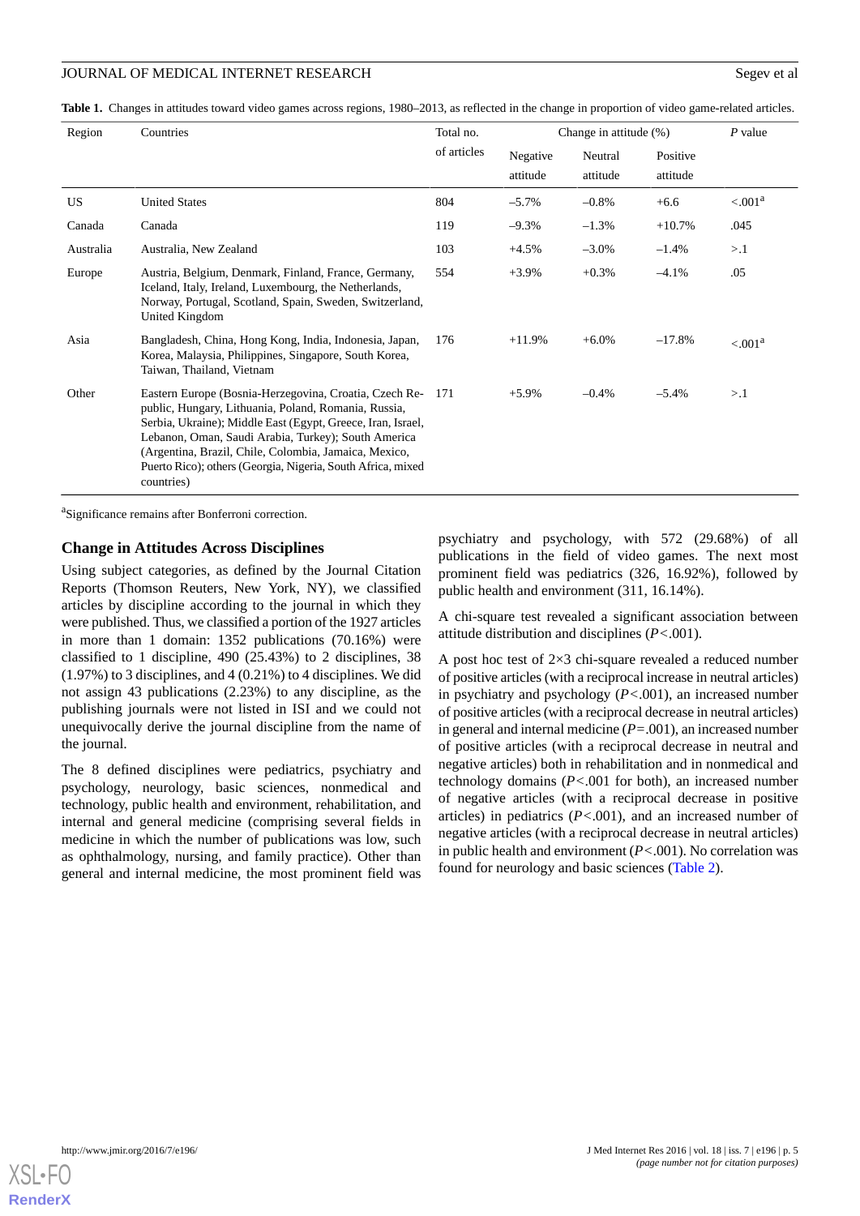**Table 1.** Changes in attitudes toward video games across regions, 1980–2013, as reflected in the change in proportion of video game-related articles.

| Region | Countries | Total no. of articles | Change in attitude (%) | | | *P* value |
|---|---|---|---|---|---|---|
| | | | Negative attitude | Neutral attitude | Positive attitude | |
| US | United States | 804 | –5.7% | –0.8% | +6.6 | <.001[a] |
| Canada | Canada | 119 | –9.3% | –1.3% | +10.7% | .045 |
| Australia | Australia, New Zealand | 103 | +4.5% | –3.0% | –1.4% | >.1 |
| Europe | Austria, Belgium, Denmark, Finland, France, Germany, Iceland, Italy, Ireland, Luxembourg, the Netherlands, Norway, Portugal, Scotland, Spain, Sweden, Switzerland, United Kingdom | 554 | +3.9% | +0.3% | –4.1% | .05 |
| Asia | Bangladesh, China, Hong Kong, India, Indonesia, Japan, Korea, Malaysia, Philippines, Singapore, South Korea, Taiwan, Thailand, Vietnam | 176 | +11.9% | +6.0% | –17.8% | <.001[a] |
| Other | Eastern Europe (Bosnia-Herzegovina, Croatia, Czech Republic, Hungary, Lithuania, Poland, Romania, Russia, Serbia, Ukraine); Middle East (Egypt, Greece, Iran, Israel, Lebanon, Oman, Saudi Arabia, Turkey); South America (Argentina, Brazil, Chile, Colombia, Jamaica, Mexico, Puerto Rico); others (Georgia, Nigeria, South Africa, mixed countries) | 171 | +5.9% | –0.4% | –5.4% | >.1 |

[a]Significance remains after Bonferroni correction.

### Change in Attitudes Across Disciplines

Using subject categories, as defined by the Journal Citation Reports (Thomson Reuters, New York, NY), we classified articles by discipline according to the journal in which they were published. Thus, we classified a portion of the 1927 articles in more than 1 domain: 1352 publications (70.16%) were classified to 1 discipline, 490 (25.43%) to 2 disciplines, 38 (1.97%) to 3 disciplines, and 4 (0.21%) to 4 disciplines. We did not assign 43 publications (2.23%) to any discipline, as the publishing journals were not listed in ISI and we could not unequivocally derive the journal discipline from the name of the journal.

The 8 defined disciplines were pediatrics, psychiatry and psychology, neurology, basic sciences, nonmedical and technology, public health and environment, rehabilitation, and internal and general medicine (comprising several fields in medicine in which the number of publications was low, such as ophthalmology, nursing, and family practice). Other than general and internal medicine, the most prominent field was psychiatry and psychology, with 572 (29.68%) of all publications in the field of video games. The next most prominent field was pediatrics (326, 16.92%), followed by public health and environment (311, 16.14%).

A chi-square test revealed a significant association between attitude distribution and disciplines ($P<.001$).

A post hoc test of 2×3 chi-square revealed a reduced number of positive articles (with a reciprocal increase in neutral articles) in psychiatry and psychology ($P<.001$), an increased number of positive articles (with a reciprocal decrease in neutral articles) in general and internal medicine ($P=.001$), an increased number of positive articles (with a reciprocal decrease in neutral and negative articles) both in rehabilitation and in nonmedical and technology domains ($P<.001$ for both), an increased number of negative articles (with a reciprocal decrease in positive articles) in pediatrics ($P<.001$), and an increased number of negative articles (with a reciprocal decrease in neutral articles) in public health and environment ($P<.001$). No correlation was found for neurology and basic sciences (Table 2).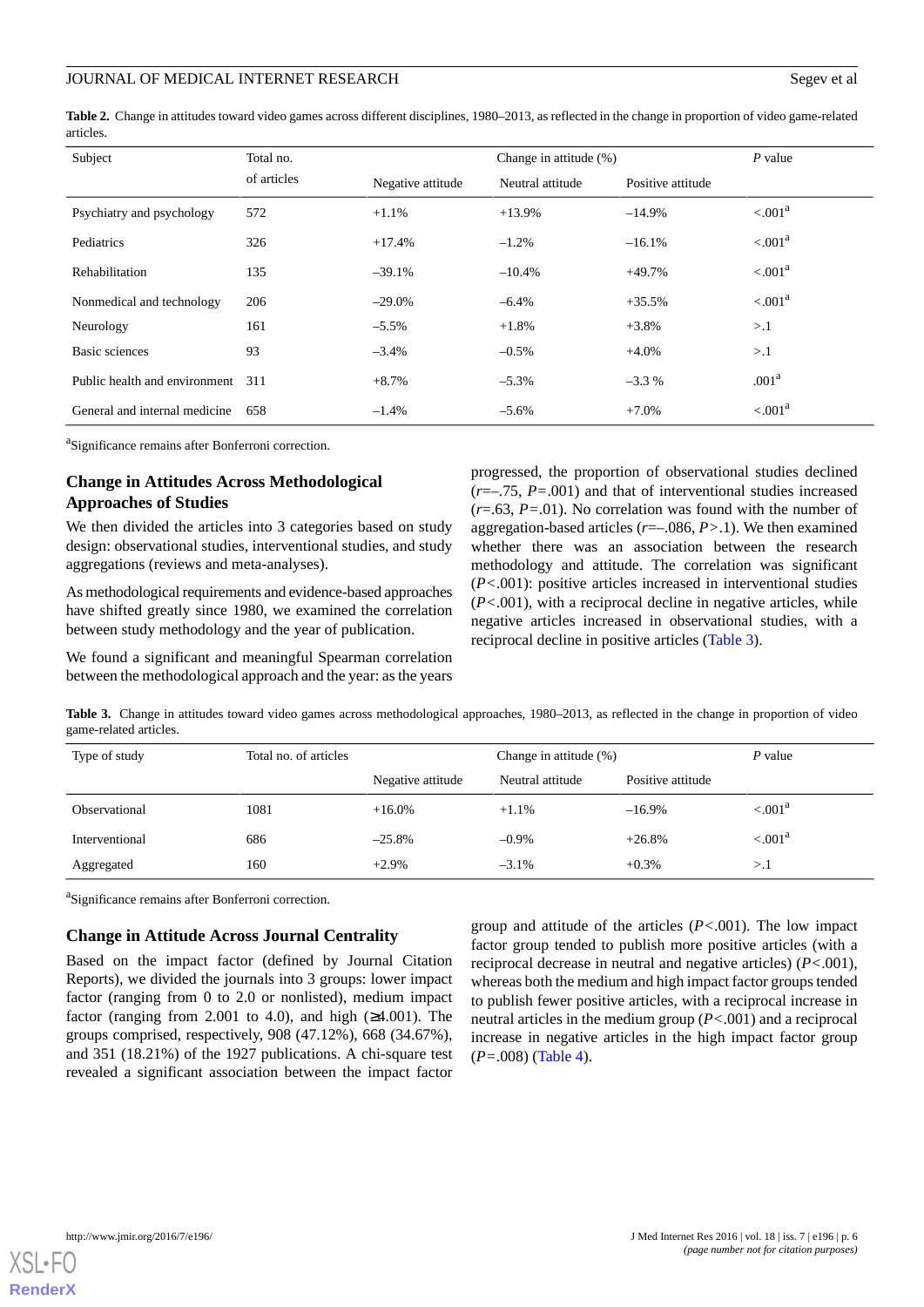**Table 2.** Change in attitudes toward video games across different disciplines, 1980–2013, as reflected in the change in proportion of video game-related articles.

| Subject | Total no. of articles | Change in attitude (%) | | | *P* value |
|---|---|---|---|---|---|
| | | Negative attitude | Neutral attitude | Positive attitude | |
| Psychiatry and psychology | 572 | +1.1% | +13.9% | –14.9% | <.001[a] |
| Pediatrics | 326 | +17.4% | –1.2% | –16.1% | <.001[a] |
| Rehabilitation | 135 | –39.1% | –10.4% | +49.7% | <.001[a] |
| Nonmedical and technology | 206 | –29.0% | –6.4% | +35.5% | <.001[a] |
| Neurology | 161 | –5.5% | +1.8% | +3.8% | >.1 |
| Basic sciences | 93 | –3.4% | –0.5% | +4.0% | >.1 |
| Public health and environment | 311 | +8.7% | –5.3% | –3.3 % | .001[a] |
| General and internal medicine | 658 | –1.4% | –5.6% | +7.0% | <.001[a] |

[a]Significance remains after Bonferroni correction.

## Change in Attitudes Across Methodological Approaches of Studies

We then divided the articles into 3 categories based on study design: observational studies, interventional studies, and study aggregations (reviews and meta-analyses).

As methodological requirements and evidence-based approaches have shifted greatly since 1980, we examined the correlation between study methodology and the year of publication.

We found a significant and meaningful Spearman correlation between the methodological approach and the year: as the years progressed, the proportion of observational studies declined ($r$=–.75, $P$=.001) and that of interventional studies increased ($r$=.63, $P$=.01). No correlation was found with the number of aggregation-based articles ($r$=–.086, $P$>.1). We then examined whether there was an association between the research methodology and attitude. The correlation was significant ($P$<.001): positive articles increased in interventional studies ($P$<.001), with a reciprocal decline in negative articles, while negative articles increased in observational studies, with a reciprocal decline in positive articles (Table 3).

**Table 3.** Change in attitudes toward video games across methodological approaches, 1980–2013, as reflected in the change in proportion of video game-related articles.

| Type of study | Total no. of articles | Change in attitude (%) | | | *P* value |
|---|---|---|---|---|---|
| | | Negative attitude | Neutral attitude | Positive attitude | |
| Observational | 1081 | +16.0% | +1.1% | –16.9% | <.001[a] |
| Interventional | 686 | –25.8% | –0.9% | +26.8% | <.001[a] |
| Aggregated | 160 | +2.9% | –3.1% | +0.3% | >.1 |

[a]Significance remains after Bonferroni correction.

## Change in Attitude Across Journal Centrality

Based on the impact factor (defined by Journal Citation Reports), we divided the journals into 3 groups: lower impact factor (ranging from 0 to 2.0 or nonlisted), medium impact factor (ranging from 2.001 to 4.0), and high (≥4.001). The groups comprised, respectively, 908 (47.12%), 668 (34.67%), and 351 (18.21%) of the 1927 publications. A chi-square test revealed a significant association between the impact factor group and attitude of the articles ($P$<.001). The low impact factor group tended to publish more positive articles (with a reciprocal decrease in neutral and negative articles) ($P$<.001), whereas both the medium and high impact factor groups tended to publish fewer positive articles, with a reciprocal increase in neutral articles in the medium group ($P$<.001) and a reciprocal increase in negative articles in the high impact factor group ($P$=.008) (Table 4).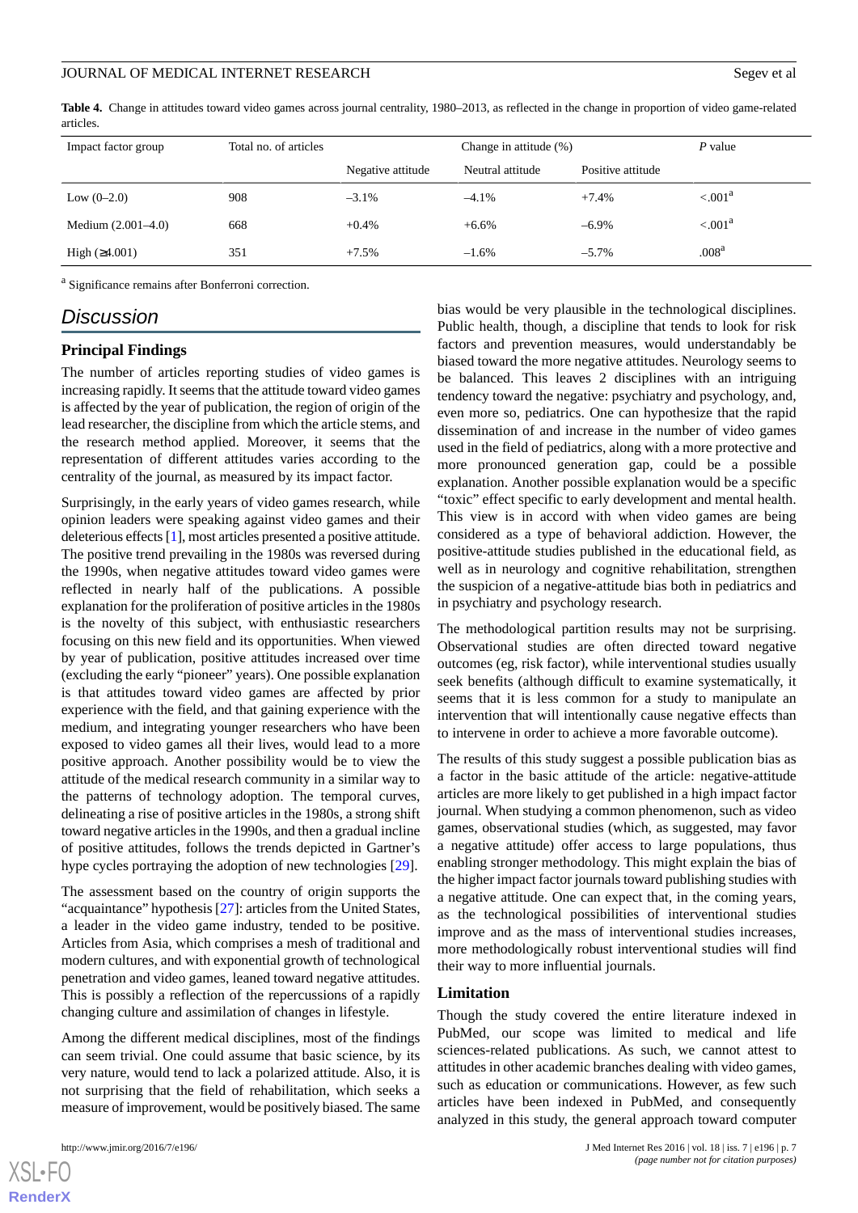**Table 4.** Change in attitudes toward video games across journal centrality, 1980–2013, as reflected in the change in proportion of video game-related articles.

| Impact factor group | Total no. of articles | Change in attitude (%) | | | *P* value |
|---|---|---|---|---|---|
| | | Negative attitude | Neutral attitude | Positive attitude | |
| Low (0–2.0) | 908 | –3.1% | –4.1% | +7.4% | <.001[a] |
| Medium (2.001–4.0) | 668 | +0.4% | +6.6% | –6.9% | <.001[a] |
| High (≥4.001) | 351 | +7.5% | –1.6% | –5.7% | .008[a] |

[a] Significance remains after Bonferroni correction.

## Discussion

### Principal Findings

The number of articles reporting studies of video games is increasing rapidly. It seems that the attitude toward video games is affected by the year of publication, the region of origin of the lead researcher, the discipline from which the article stems, and the research method applied. Moreover, it seems that the representation of different attitudes varies according to the centrality of the journal, as measured by its impact factor.

Surprisingly, in the early years of video games research, while opinion leaders were speaking against video games and their deleterious effects [1], most articles presented a positive attitude. The positive trend prevailing in the 1980s was reversed during the 1990s, when negative attitudes toward video games were reflected in nearly half of the publications. A possible explanation for the proliferation of positive articles in the 1980s is the novelty of this subject, with enthusiastic researchers focusing on this new field and its opportunities. When viewed by year of publication, positive attitudes increased over time (excluding the early "pioneer" years). One possible explanation is that attitudes toward video games are affected by prior experience with the field, and that gaining experience with the medium, and integrating younger researchers who have been exposed to video games all their lives, would lead to a more positive approach. Another possibility would be to view the attitude of the medical research community in a similar way to the patterns of technology adoption. The temporal curves, delineating a rise of positive articles in the 1980s, a strong shift toward negative articles in the 1990s, and then a gradual incline of positive attitudes, follows the trends depicted in Gartner's hype cycles portraying the adoption of new technologies [29].

The assessment based on the country of origin supports the "acquaintance" hypothesis [27]: articles from the United States, a leader in the video game industry, tended to be positive. Articles from Asia, which comprises a mesh of traditional and modern cultures, and with exponential growth of technological penetration and video games, leaned toward negative attitudes. This is possibly a reflection of the repercussions of a rapidly changing culture and assimilation of changes in lifestyle.

Among the different medical disciplines, most of the findings can seem trivial. One could assume that basic science, by its very nature, would tend to lack a polarized attitude. Also, it is not surprising that the field of rehabilitation, which seeks a measure of improvement, would be positively biased. The same bias would be very plausible in the technological disciplines. Public health, though, a discipline that tends to look for risk factors and prevention measures, would understandably be biased toward the more negative attitudes. Neurology seems to be balanced. This leaves 2 disciplines with an intriguing tendency toward the negative: psychiatry and psychology, and, even more so, pediatrics. One can hypothesize that the rapid dissemination of and increase in the number of video games used in the field of pediatrics, along with a more protective and more pronounced generation gap, could be a possible explanation. Another possible explanation would be a specific "toxic" effect specific to early development and mental health. This view is in accord with when video games are being considered as a type of behavioral addiction. However, the positive-attitude studies published in the educational field, as well as in neurology and cognitive rehabilitation, strengthen the suspicion of a negative-attitude bias both in pediatrics and in psychiatry and psychology research.

The methodological partition results may not be surprising. Observational studies are often directed toward negative outcomes (eg, risk factor), while interventional studies usually seek benefits (although difficult to examine systematically, it seems that it is less common for a study to manipulate an intervention that will intentionally cause negative effects than to intervene in order to achieve a more favorable outcome).

The results of this study suggest a possible publication bias as a factor in the basic attitude of the article: negative-attitude articles are more likely to get published in a high impact factor journal. When studying a common phenomenon, such as video games, observational studies (which, as suggested, may favor a negative attitude) offer access to large populations, thus enabling stronger methodology. This might explain the bias of the higher impact factor journals toward publishing studies with a negative attitude. One can expect that, in the coming years, as the technological possibilities of interventional studies improve and as the mass of interventional studies increases, more methodologically robust interventional studies will find their way to more influential journals.

### Limitation

Though the study covered the entire literature indexed in PubMed, our scope was limited to medical and life sciences-related publications. As such, we cannot attest to attitudes in other academic branches dealing with video games, such as education or communications. However, as few such articles have been indexed in PubMed, and consequently analyzed in this study, the general approach toward computer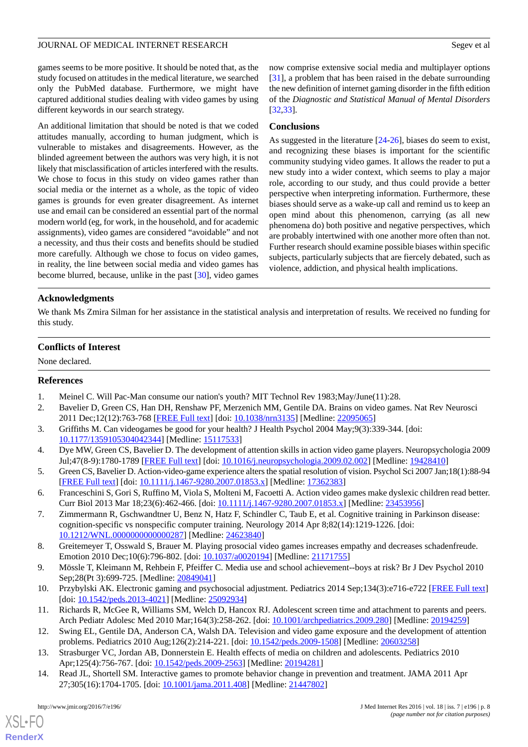games seems to be more positive. It should be noted that, as the study focused on attitudes in the medical literature, we searched only the PubMed database. Furthermore, we might have captured additional studies dealing with video games by using different keywords in our search strategy.

An additional limitation that should be noted is that we coded attitudes manually, according to human judgment, which is vulnerable to mistakes and disagreements. However, as the blinded agreement between the authors was very high, it is not likely that misclassification of articles interfered with the results. We chose to focus in this study on video games rather than social media or the internet as a whole, as the topic of video games is grounds for even greater disagreement. As internet use and email can be considered an essential part of the normal modern world (eg, for work, in the household, and for academic assignments), video games are considered "avoidable" and not a necessity, and thus their costs and benefits should be studied more carefully. Although we chose to focus on video games, in reality, the line between social media and video games has become blurred, because, unlike in the past [30], video games now comprise extensive social media and multiplayer options [31], a problem that has been raised in the debate surrounding the new definition of internet gaming disorder in the fifth edition of the *Diagnostic and Statistical Manual of Mental Disorders* [32,33].

## Conclusions

As suggested in the literature [24-26], biases do seem to exist, and recognizing these biases is important for the scientific community studying video games. It allows the reader to put a new study into a wider context, which seems to play a major role, according to our study, and thus could provide a better perspective when interpreting information. Furthermore, these biases should serve as a wake-up call and remind us to keep an open mind about this phenomenon, carrying (as all new phenomena do) both positive and negative perspectives, which are probably intertwined with one another more often than not. Further research should examine possible biases within specific subjects, particularly subjects that are fiercely debated, such as violence, addiction, and physical health implications.

## Acknowledgments

We thank Ms Zmira Silman for her assistance in the statistical analysis and interpretation of results. We received no funding for this study.

## Conflicts of Interest

None declared.

## References

1. Meinel C. Will Pac-Man consume our nation's youth? MIT Technol Rev 1983;May/June(11):28.
2. Bavelier D, Green CS, Han DH, Renshaw PF, Merzenich MM, Gentile DA. Brains on video games. Nat Rev Neurosci 2011 Dec;12(12):763-768 [FREE Full text] [doi: 10.1038/nrn3135] [Medline: 22095065]
3. Griffiths M. Can videogames be good for your health? J Health Psychol 2004 May;9(3):339-344. [doi: 10.1177/1359105304042344] [Medline: 15117533]
4. Dye MW, Green CS, Bavelier D. The development of attention skills in action video game players. Neuropsychologia 2009 Jul;47(8-9):1780-1789 [FREE Full text] [doi: 10.1016/j.neuropsychologia.2009.02.002] [Medline: 19428410]
5. Green CS, Bavelier D. Action-video-game experience alters the spatial resolution of vision. Psychol Sci 2007 Jan;18(1):88-94 [FREE Full text] [doi: 10.1111/j.1467-9280.2007.01853.x] [Medline: 17362383]
6. Franceschini S, Gori S, Ruffino M, Viola S, Molteni M, Facoetti A. Action video games make dyslexic children read better. Curr Biol 2013 Mar 18;23(6):462-466. [doi: 10.1111/j.1467-9280.2007.01853.x] [Medline: 23453956]
7. Zimmermann R, Gschwandtner U, Benz N, Hatz F, Schindler C, Taub E, et al. Cognitive training in Parkinson disease: cognition-specific vs nonspecific computer training. Neurology 2014 Apr 8;82(14):1219-1226. [doi: 10.1212/WNL.0000000000000287] [Medline: 24623840]
8. Greitemeyer T, Osswald S, Brauer M. Playing prosocial video games increases empathy and decreases schadenfreude. Emotion 2010 Dec;10(6):796-802. [doi: 10.1037/a0020194] [Medline: 21171755]
9. Mössle T, Kleimann M, Rehbein F, Pfeiffer C. Media use and school achievement--boys at risk? Br J Dev Psychol 2010 Sep;28(Pt 3):699-725. [Medline: 20849041]
10. Przybylski AK. Electronic gaming and psychosocial adjustment. Pediatrics 2014 Sep;134(3):e716-e722 [FREE Full text] [doi: 10.1542/peds.2013-4021] [Medline: 25092934]
11. Richards R, McGee R, Williams SM, Welch D, Hancox RJ. Adolescent screen time and attachment to parents and peers. Arch Pediatr Adolesc Med 2010 Mar;164(3):258-262. [doi: 10.1001/archpediatrics.2009.280] [Medline: 20194259]
12. Swing EL, Gentile DA, Anderson CA, Walsh DA. Television and video game exposure and the development of attention problems. Pediatrics 2010 Aug;126(2):214-221. [doi: 10.1542/peds.2009-1508] [Medline: 20603258]
13. Strasburger VC, Jordan AB, Donnerstein E. Health effects of media on children and adolescents. Pediatrics 2010 Apr;125(4):756-767. [doi: 10.1542/peds.2009-2563] [Medline: 20194281]
14. Read JL, Shortell SM. Interactive games to promote behavior change in prevention and treatment. JAMA 2011 Apr 27;305(16):1704-1705. [doi: 10.1001/jama.2011.408] [Medline: 21447802]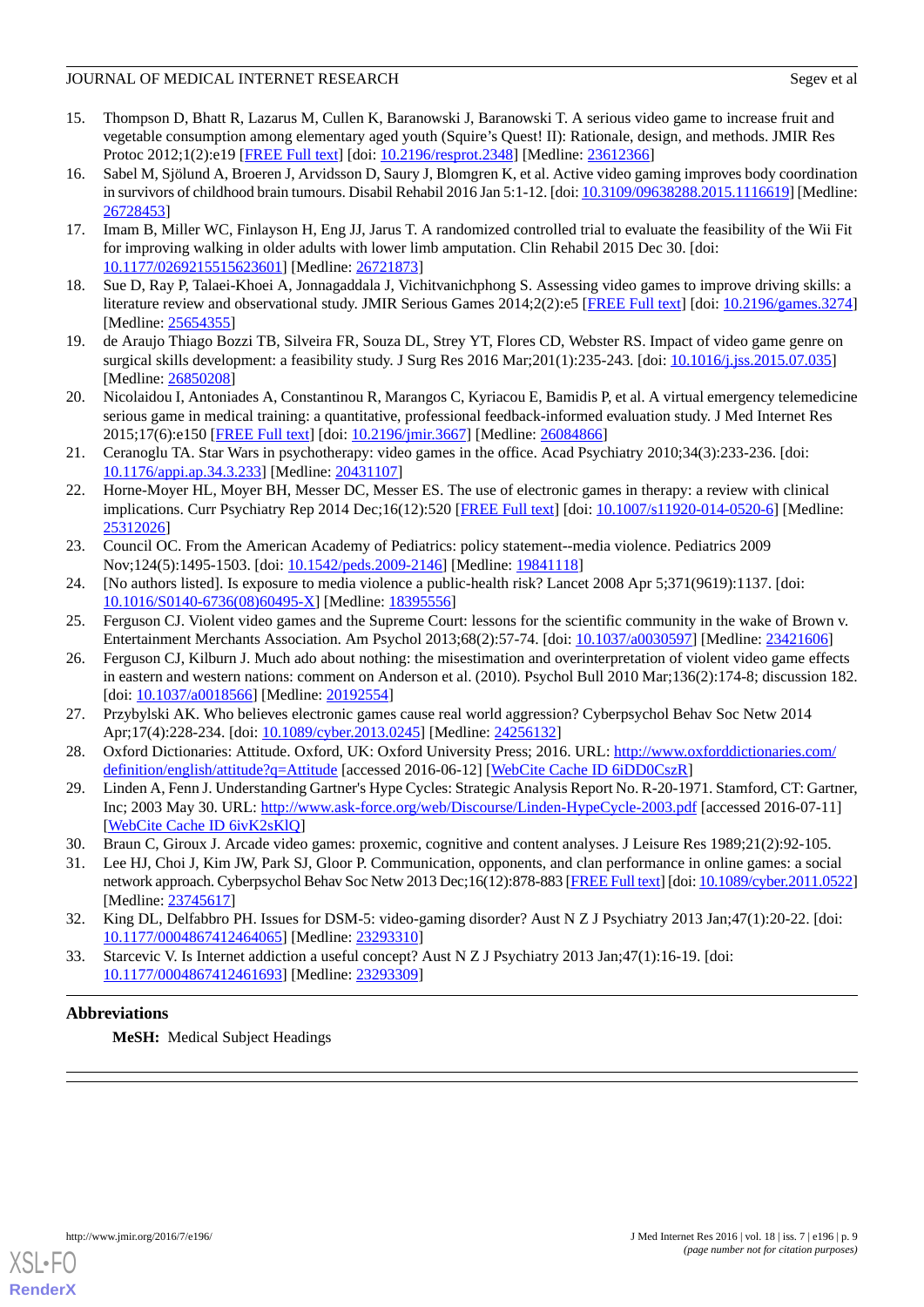15. Thompson D, Bhatt R, Lazarus M, Cullen K, Baranowski J, Baranowski T. A serious video game to increase fruit and vegetable consumption among elementary aged youth (Squire's Quest! II): Rationale, design, and methods. JMIR Res Protoc 2012;1(2):e19 [FREE Full text] [doi: 10.2196/resprot.2348] [Medline: 23612366]
16. Sabel M, Sjölund A, Broeren J, Arvidsson D, Saury J, Blomgren K, et al. Active video gaming improves body coordination in survivors of childhood brain tumours. Disabil Rehabil 2016 Jan 5:1-12. [doi: 10.3109/09638288.2015.1116619] [Medline: 26728453]
17. Imam B, Miller WC, Finlayson H, Eng JJ, Jarus T. A randomized controlled trial to evaluate the feasibility of the Wii Fit for improving walking in older adults with lower limb amputation. Clin Rehabil 2015 Dec 30. [doi: 10.1177/0269215515623601] [Medline: 26721873]
18. Sue D, Ray P, Talaei-Khoei A, Jonnagaddala J, Vichitvanichphong S. Assessing video games to improve driving skills: a literature review and observational study. JMIR Serious Games 2014;2(2):e5 [FREE Full text] [doi: 10.2196/games.3274] [Medline: 25654355]
19. de Araujo Thiago Bozzi TB, Silveira FR, Souza DL, Strey YT, Flores CD, Webster RS. Impact of video game genre on surgical skills development: a feasibility study. J Surg Res 2016 Mar;201(1):235-243. [doi: 10.1016/j.jss.2015.07.035] [Medline: 26850208]
20. Nicolaidou I, Antoniades A, Constantinou R, Marangos C, Kyriacou E, Bamidis P, et al. A virtual emergency telemedicine serious game in medical training: a quantitative, professional feedback-informed evaluation study. J Med Internet Res 2015;17(6):e150 [FREE Full text] [doi: 10.2196/jmir.3667] [Medline: 26084866]
21. Ceranoglu TA. Star Wars in psychotherapy: video games in the office. Acad Psychiatry 2010;34(3):233-236. [doi: 10.1176/appi.ap.34.3.233] [Medline: 20431107]
22. Horne-Moyer HL, Moyer BH, Messer DC, Messer ES. The use of electronic games in therapy: a review with clinical implications. Curr Psychiatry Rep 2014 Dec;16(12):520 [FREE Full text] [doi: 10.1007/s11920-014-0520-6] [Medline: 25312026]
23. Council OC. From the American Academy of Pediatrics: policy statement--media violence. Pediatrics 2009 Nov;124(5):1495-1503. [doi: 10.1542/peds.2009-2146] [Medline: 19841118]
24. [No authors listed]. Is exposure to media violence a public-health risk? Lancet 2008 Apr 5;371(9619):1137. [doi: 10.1016/S0140-6736(08)60495-X] [Medline: 18395556]
25. Ferguson CJ. Violent video games and the Supreme Court: lessons for the scientific community in the wake of Brown v. Entertainment Merchants Association. Am Psychol 2013;68(2):57-74. [doi: 10.1037/a0030597] [Medline: 23421606]
26. Ferguson CJ, Kilburn J. Much ado about nothing: the misestimation and overinterpretation of violent video game effects in eastern and western nations: comment on Anderson et al. (2010). Psychol Bull 2010 Mar;136(2):174-8; discussion 182. [doi: 10.1037/a0018566] [Medline: 20192554]
27. Przybylski AK. Who believes electronic games cause real world aggression? Cyberpsychol Behav Soc Netw 2014 Apr;17(4):228-234. [doi: 10.1089/cyber.2013.0245] [Medline: 24256132]
28. Oxford Dictionaries: Attitude. Oxford, UK: Oxford University Press; 2016. URL: http://www.oxforddictionaries.com/definition/english/attitude?q=Attitude [accessed 2016-06-12] [WebCite Cache ID 6iDD0CszR]
29. Linden A, Fenn J. Understanding Gartner's Hype Cycles: Strategic Analysis Report No. R-20-1971. Stamford, CT: Gartner, Inc; 2003 May 30. URL: http://www.ask-force.org/web/Discourse/Linden-HypeCycle-2003.pdf [accessed 2016-07-11] [WebCite Cache ID 6ivK2sKlQ]
30. Braun C, Giroux J. Arcade video games: proxemic, cognitive and content analyses. J Leisure Res 1989;21(2):92-105.
31. Lee HJ, Choi J, Kim JW, Park SJ, Gloor P. Communication, opponents, and clan performance in online games: a social network approach. Cyberpsychol Behav Soc Netw 2013 Dec;16(12):878-883 [FREE Full text] [doi: 10.1089/cyber.2011.0522] [Medline: 23745617]
32. King DL, Delfabbro PH. Issues for DSM-5: video-gaming disorder? Aust N Z J Psychiatry 2013 Jan;47(1):20-22. [doi: 10.1177/0004867412464065] [Medline: 23293310]
33. Starcevic V. Is Internet addiction a useful concept? Aust N Z J Psychiatry 2013 Jan;47(1):16-19. [doi: 10.1177/0004867412461693] [Medline: 23293309]

## Abbreviations

**MeSH:** Medical Subject Headings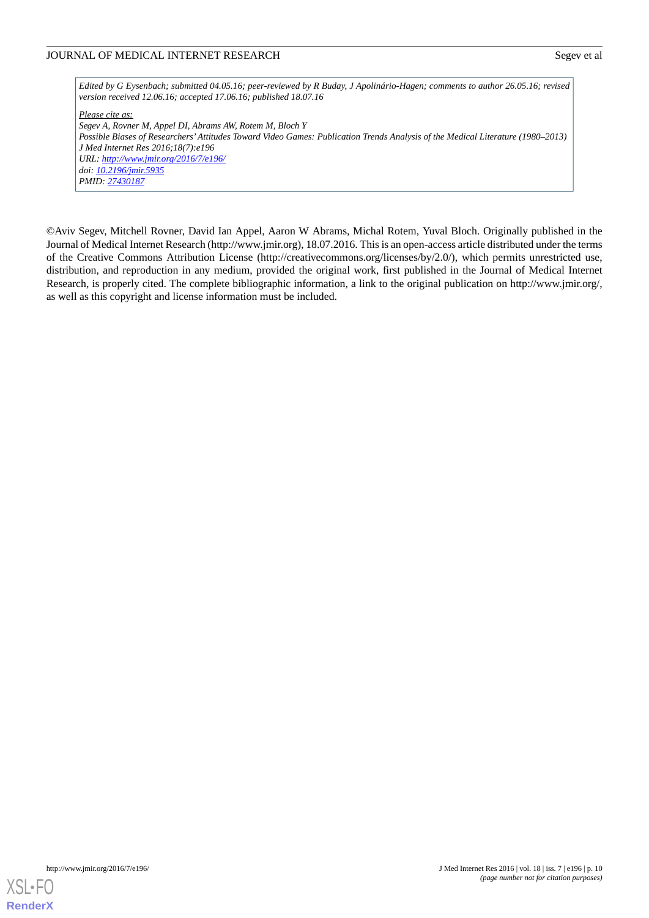*Edited by G Eysenbach; submitted 04.05.16; peer-reviewed by R Buday, J Apolinário-Hagen; comments to author 26.05.16; revised version received 12.06.16; accepted 17.06.16; published 18.07.16*

*Please cite as:*
*Segev A, Rovner M, Appel DI, Abrams AW, Rotem M, Bloch Y*
*Possible Biases of Researchers' Attitudes Toward Video Games: Publication Trends Analysis of the Medical Literature (1980–2013)*
*J Med Internet Res 2016;18(7):e196*
*URL: http://www.jmir.org/2016/7/e196/*
*doi: 10.2196/jmir.5935*
*PMID: 27430187*

©Aviv Segev, Mitchell Rovner, David Ian Appel, Aaron W Abrams, Michal Rotem, Yuval Bloch. Originally published in the Journal of Medical Internet Research (http://www.jmir.org), 18.07.2016. This is an open-access article distributed under the terms of the Creative Commons Attribution License (http://creativecommons.org/licenses/by/2.0/), which permits unrestricted use, distribution, and reproduction in any medium, provided the original work, first published in the Journal of Medical Internet Research, is properly cited. The complete bibliographic information, a link to the original publication on http://www.jmir.org/, as well as this copyright and license information must be included.